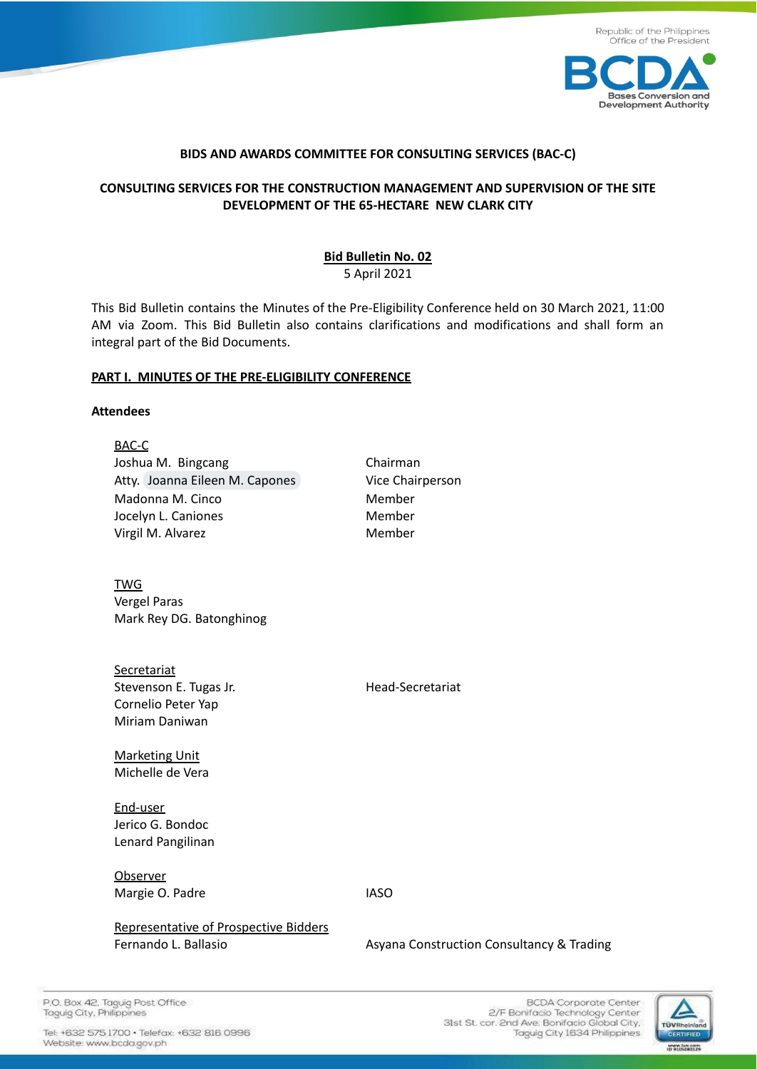**BIDS AND AWARDS COMMITTEE FOR CONSULTING SERVICES (BAC-C)**

**CONSULTING SERVICES FOR THE CONSTRUCTION MANAGEMENT AND SUPERVISION OF THE SITE DEVELOPMENT OF THE 65-HECTARE NEW CLARK CITY**

**Bid Bulletin No. 02**
5 April 2021

This Bid Bulletin contains the Minutes of the Pre-Eligibility Conference held on 30 March 2021, 11:00 AM via Zoom. This Bid Bulletin also contains clarifications and modifications and shall form an integral part of the Bid Documents.

## PART I. MINUTES OF THE PRE-ELIGIBILITY CONFERENCE

**Attendees**

BAC-C

| Name | Position |
|---|---|
| Joshua M. Bingcang | Chairman |
| Atty. Joanna Eileen M. Capones | Vice Chairperson |
| Madonna M. Cinco | Member |
| Jocelyn L. Caniones | Member |
| Virgil M. Alvarez | Member |

TWG

Vergel Paras
Mark Rey DG. Batonghinog

Secretariat

| Name | Position |
|---|---|
| Stevenson E. Tugas Jr. | Head-Secretariat |
| Cornelio Peter Yap | |
| Miriam Daniwan | |

Marketing Unit

Michelle de Vera

End-user

Jerico G. Bondoc
Lenard Pangilinan

Observer

| Name | Organization |
|---|---|
| Margie O. Padre | IASO |

Representative of Prospective Bidders

| Name | Company |
|---|---|
| Fernando L. Ballasio | Asyana Construction Consultancy & Trading |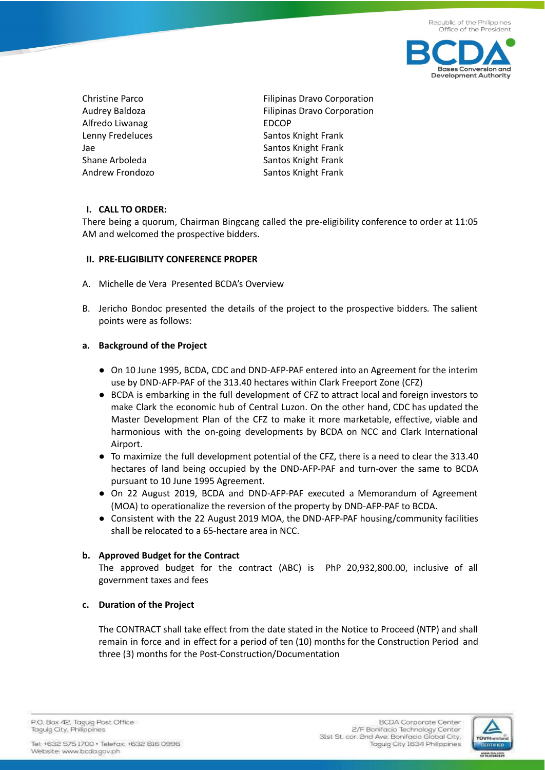| | |
|---|---|
| Christine Parco | Filipinas Dravo Corporation |
| Audrey Baldoza | Filipinas Dravo Corporation |
| Alfredo Liwanag | EDCOP |
| Lenny Fredeluces | Santos Knight Frank |
| Jae | Santos Knight Frank |
| Shane Arboleda | Santos Knight Frank |
| Andrew Frondozo | Santos Knight Frank |

**I. CALL TO ORDER:**

There being a quorum, Chairman Bingcang called the pre-eligibility conference to order at 11:05 AM and welcomed the prospective bidders.

**II. PRE-ELIGIBILITY CONFERENCE PROPER**

A. Michelle de Vera Presented BCDA's Overview

B. Jericho Bondoc presented the details of the project to the prospective bidders. The salient points were as follows:

**a. Background of the Project**

- On 10 June 1995, BCDA, CDC and DND-AFP-PAF entered into an Agreement for the interim use by DND-AFP-PAF of the 313.40 hectares within Clark Freeport Zone (CFZ)
- BCDA is embarking in the full development of CFZ to attract local and foreign investors to make Clark the economic hub of Central Luzon. On the other hand, CDC has updated the Master Development Plan of the CFZ to make it more marketable, effective, viable and harmonious with the on-going developments by BCDA on NCC and Clark International Airport.
- To maximize the full development potential of the CFZ, there is a need to clear the 313.40 hectares of land being occupied by the DND-AFP-PAF and turn-over the same to BCDA pursuant to 10 June 1995 Agreement.
- On 22 August 2019, BCDA and DND-AFP-PAF executed a Memorandum of Agreement (MOA) to operationalize the reversion of the property by DND-AFP-PAF to BCDA.
- Consistent with the 22 August 2019 MOA, the DND-AFP-PAF housing/community facilities shall be relocated to a 65-hectare area in NCC.

**b. Approved Budget for the Contract**

The approved budget for the contract (ABC) is PhP 20,932,800.00, inclusive of all government taxes and fees

**c. Duration of the Project**

The CONTRACT shall take effect from the date stated in the Notice to Proceed (NTP) and shall remain in force and in effect for a period of ten (10) months for the Construction Period and three (3) months for the Post-Construction/Documentation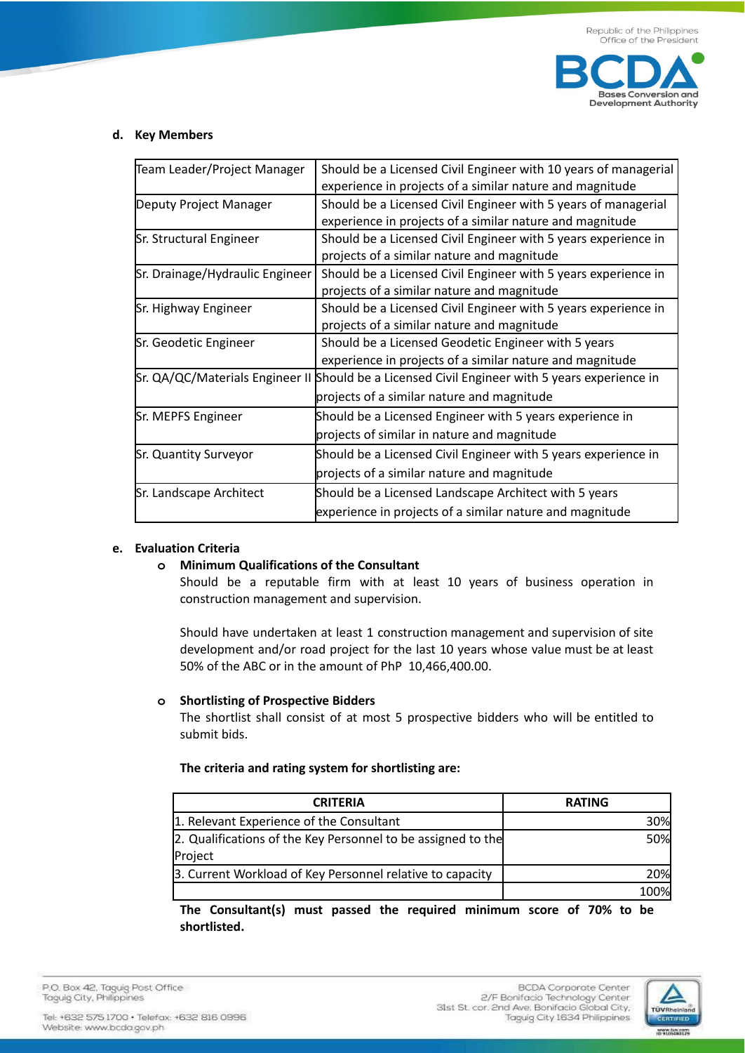**d. Key Members**

| | |
|---|---|
| Team Leader/Project Manager | Should be a Licensed Civil Engineer with 10 years of managerial experience in projects of a similar nature and magnitude |
| Deputy Project Manager | Should be a Licensed Civil Engineer with 5 years of managerial experience in projects of a similar nature and magnitude |
| Sr. Structural Engineer | Should be a Licensed Civil Engineer with 5 years experience in projects of a similar nature and magnitude |
| Sr. Drainage/Hydraulic Engineer | Should be a Licensed Civil Engineer with 5 years experience in projects of a similar nature and magnitude |
| Sr. Highway Engineer | Should be a Licensed Civil Engineer with 5 years experience in projects of a similar nature and magnitude |
| Sr. Geodetic Engineer | Should be a Licensed Geodetic Engineer with 5 years experience in projects of a similar nature and magnitude |
| Sr. QA/QC/Materials Engineer II | Should be a Licensed Civil Engineer with 5 years experience in projects of a similar nature and magnitude |
| Sr. MEPFS Engineer | Should be a Licensed Engineer with 5 years experience in projects of similar in nature and magnitude |
| Sr. Quantity Surveyor | Should be a Licensed Civil Engineer with 5 years experience in projects of a similar nature and magnitude |
| Sr. Landscape Architect | Should be a Licensed Landscape Architect with 5 years experience in projects of a similar nature and magnitude |

**e. Evaluation Criteria**

- **Minimum Qualifications of the Consultant**

  Should be a reputable firm with at least 10 years of business operation in construction management and supervision.

  Should have undertaken at least 1 construction management and supervision of site development and/or road project for the last 10 years whose value must be at least 50% of the ABC or in the amount of PhP 10,466,400.00.

- **Shortlisting of Prospective Bidders**

  The shortlist shall consist of at most 5 prospective bidders who will be entitled to submit bids.

  **The criteria and rating system for shortlisting are:**

| CRITERIA | RATING |
|---|---|
| 1. Relevant Experience of the Consultant | 30% |
| 2. Qualifications of the Key Personnel to be assigned to the Project | 50% |
| 3. Current Workload of Key Personnel relative to capacity | 20% |
| | 100% |

**The Consultant(s) must passed the required minimum score of 70% to be shortlisted.**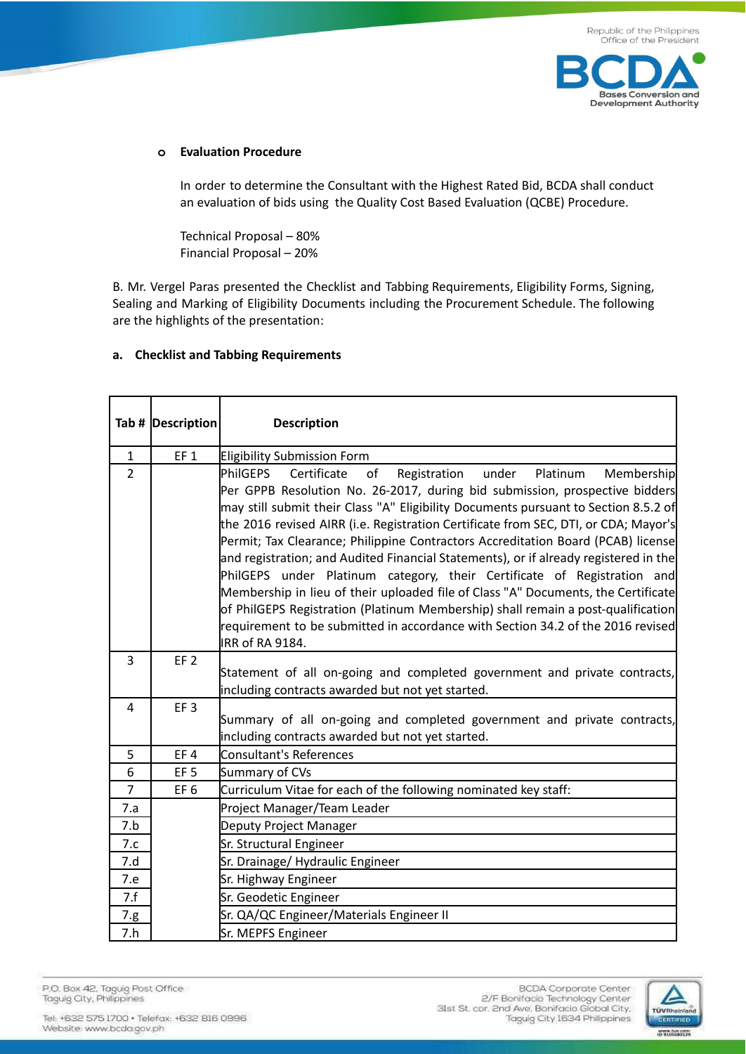- **Evaluation Procedure**

  In order to determine the Consultant with the Highest Rated Bid, BCDA shall conduct an evaluation of bids using the Quality Cost Based Evaluation (QCBE) Procedure.

  Technical Proposal – 80%
  Financial Proposal – 20%

B. Mr. Vergel Paras presented the Checklist and Tabbing Requirements, Eligibility Forms, Signing, Sealing and Marking of Eligibility Documents including the Procurement Schedule. The following are the highlights of the presentation:

**a. Checklist and Tabbing Requirements**

| Tab # | Description | Description |
|---|---|---|
| 1 | EF 1 | Eligibility Submission Form |
| 2 | | PhilGEPS Certificate of Registration under Platinum Membership Per GPPB Resolution No. 26-2017, during bid submission, prospective bidders may still submit their Class "A" Eligibility Documents pursuant to Section 8.5.2 of the 2016 revised AIRR (i.e. Registration Certificate from SEC, DTI, or CDA; Mayor's Permit; Tax Clearance; Philippine Contractors Accreditation Board (PCAB) license and registration; and Audited Financial Statements), or if already registered in the PhilGEPS under Platinum category, their Certificate of Registration and Membership in lieu of their uploaded file of Class "A" Documents, the Certificate of PhilGEPS Registration (Platinum Membership) shall remain a post-qualification requirement to be submitted in accordance with Section 34.2 of the 2016 revised IRR of RA 9184. |
| 3 | EF 2 | Statement of all on-going and completed government and private contracts, including contracts awarded but not yet started. |
| 4 | EF 3 | Summary of all on-going and completed government and private contracts, including contracts awarded but not yet started. |
| 5 | EF 4 | Consultant's References |
| 6 | EF 5 | Summary of CVs |
| 7 | EF 6 | Curriculum Vitae for each of the following nominated key staff: |
| 7.a | | Project Manager/Team Leader |
| 7.b | | Deputy Project Manager |
| 7.c | | Sr. Structural Engineer |
| 7.d | | Sr. Drainage/ Hydraulic Engineer |
| 7.e | | Sr. Highway Engineer |
| 7.f | | Sr. Geodetic Engineer |
| 7.g | | Sr. QA/QC Engineer/Materials Engineer II |
| 7.h | | Sr. MEPFS Engineer |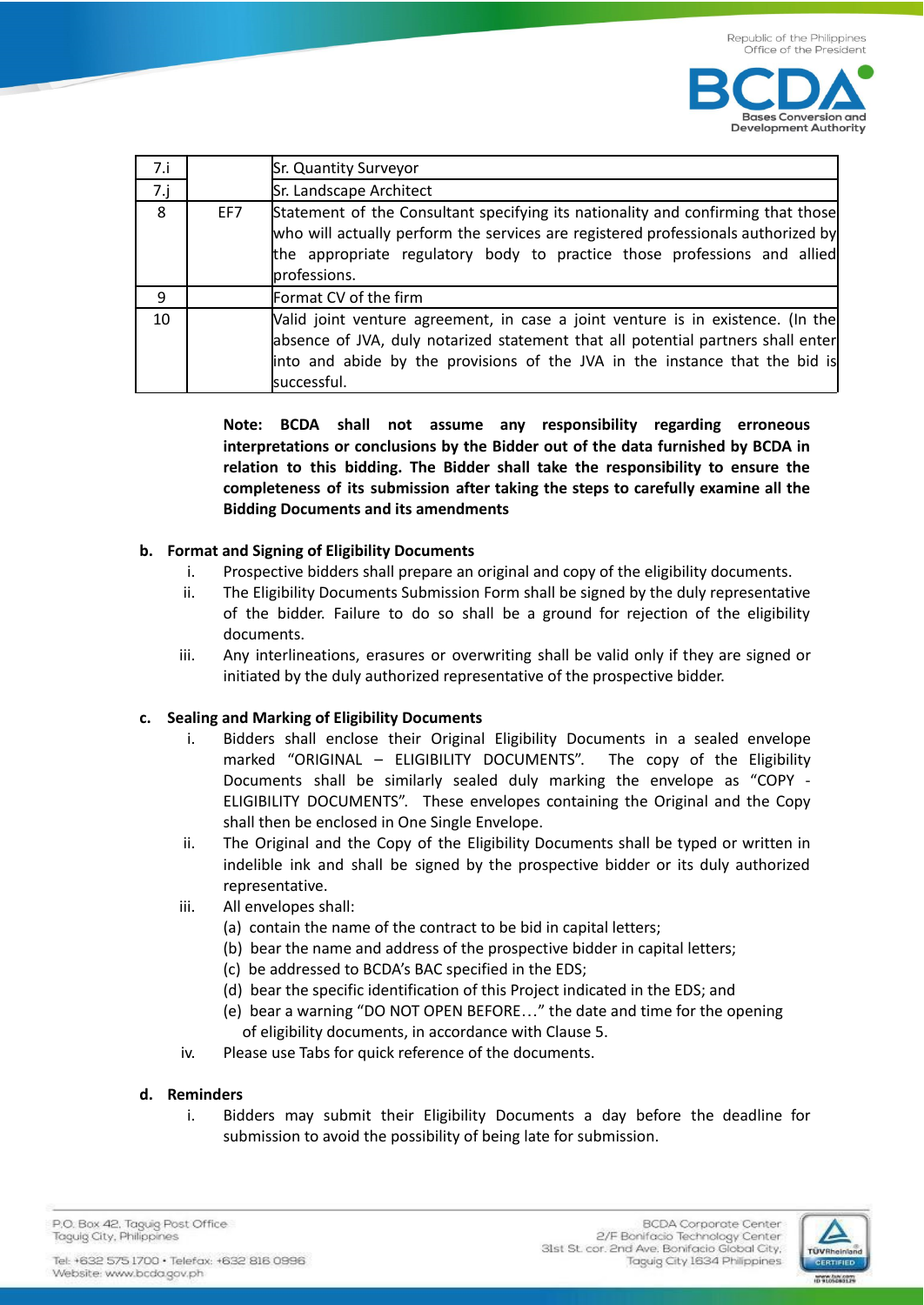| 7.i | | Sr. Quantity Surveyor |
|---|---|---|
| 7.j | | Sr. Landscape Architect |
| 8 | EF7 | Statement of the Consultant specifying its nationality and confirming that those who will actually perform the services are registered professionals authorized by the appropriate regulatory body to practice those professions and allied professions. |
| 9 | | Format CV of the firm |
| 10 | | Valid joint venture agreement, in case a joint venture is in existence. (In the absence of JVA, duly notarized statement that all potential partners shall enter into and abide by the provisions of the JVA in the instance that the bid is successful. |

**Note: BCDA shall not assume any responsibility regarding erroneous interpretations or conclusions by the Bidder out of the data furnished by BCDA in relation to this bidding. The Bidder shall take the responsibility to ensure the completeness of its submission after taking the steps to carefully examine all the Bidding Documents and its amendments**

**b. Format and Signing of Eligibility Documents**

i. Prospective bidders shall prepare an original and copy of the eligibility documents.

ii. The Eligibility Documents Submission Form shall be signed by the duly representative of the bidder. Failure to do so shall be a ground for rejection of the eligibility documents.

iii. Any interlineations, erasures or overwriting shall be valid only if they are signed or initiated by the duly authorized representative of the prospective bidder.

**c. Sealing and Marking of Eligibility Documents**

i. Bidders shall enclose their Original Eligibility Documents in a sealed envelope marked "ORIGINAL – ELIGIBILITY DOCUMENTS". The copy of the Eligibility Documents shall be similarly sealed duly marking the envelope as "COPY - ELIGIBILITY DOCUMENTS". These envelopes containing the Original and the Copy shall then be enclosed in One Single Envelope.

ii. The Original and the Copy of the Eligibility Documents shall be typed or written in indelible ink and shall be signed by the prospective bidder or its duly authorized representative.

iii. All envelopes shall:
   (a) contain the name of the contract to be bid in capital letters;
   (b) bear the name and address of the prospective bidder in capital letters;
   (c) be addressed to BCDA's BAC specified in the EDS;
   (d) bear the specific identification of this Project indicated in the EDS; and
   (e) bear a warning "DO NOT OPEN BEFORE…" the date and time for the opening of eligibility documents, in accordance with Clause 5.

iv. Please use Tabs for quick reference of the documents.

**d. Reminders**

i. Bidders may submit their Eligibility Documents a day before the deadline for submission to avoid the possibility of being late for submission.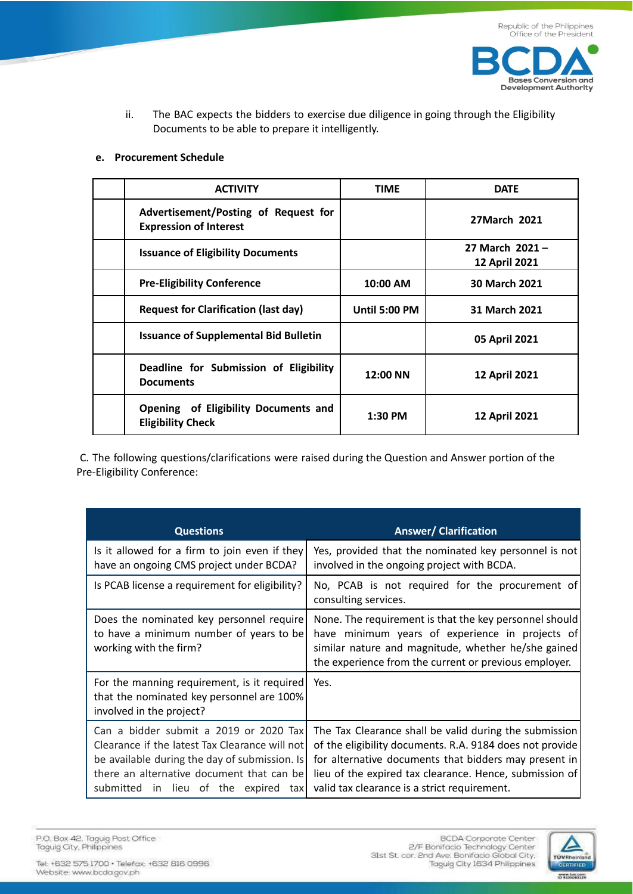ii. The BAC expects the bidders to exercise due diligence in going through the Eligibility Documents to be able to prepare it intelligently.

**e. Procurement Schedule**

| | ACTIVITY | TIME | DATE |
|---|---|---|---|
| | **Advertisement/Posting of Request for Expression of Interest** | | **27March 2021** |
| | **Issuance of Eligibility Documents** | | **27 March 2021 – 12 April 2021** |
| | **Pre-Eligibility Conference** | **10:00 AM** | **30 March 2021** |
| | **Request for Clarification (last day)** | **Until 5:00 PM** | **31 March 2021** |
| | **Issuance of Supplemental Bid Bulletin** | | **05 April 2021** |
| | **Deadline for Submission of Eligibility Documents** | **12:00 NN** | **12 April 2021** |
| | **Opening of Eligibility Documents and Eligibility Check** | **1:30 PM** | **12 April 2021** |

C. The following questions/clarifications were raised during the Question and Answer portion of the Pre-Eligibility Conference:

| Questions | Answer/ Clarification |
|---|---|
| Is it allowed for a firm to join even if they have an ongoing CMS project under BCDA? | Yes, provided that the nominated key personnel is not involved in the ongoing project with BCDA. |
| Is PCAB license a requirement for eligibility? | No, PCAB is not required for the procurement of consulting services. |
| Does the nominated key personnel require to have a minimum number of years to be working with the firm? | None. The requirement is that the key personnel should have minimum years of experience in projects of similar nature and magnitude, whether he/she gained the experience from the current or previous employer. |
| For the manning requirement, is it required that the nominated key personnel are 100% involved in the project? | Yes. |
| Can a bidder submit a 2019 or 2020 Tax Clearance if the latest Tax Clearance will not be available during the day of submission. Is there an alternative document that can be submitted in lieu of the expired tax | The Tax Clearance shall be valid during the submission of the eligibility documents. R.A. 9184 does not provide for alternative documents that bidders may present in lieu of the expired tax clearance. Hence, submission of valid tax clearance is a strict requirement. |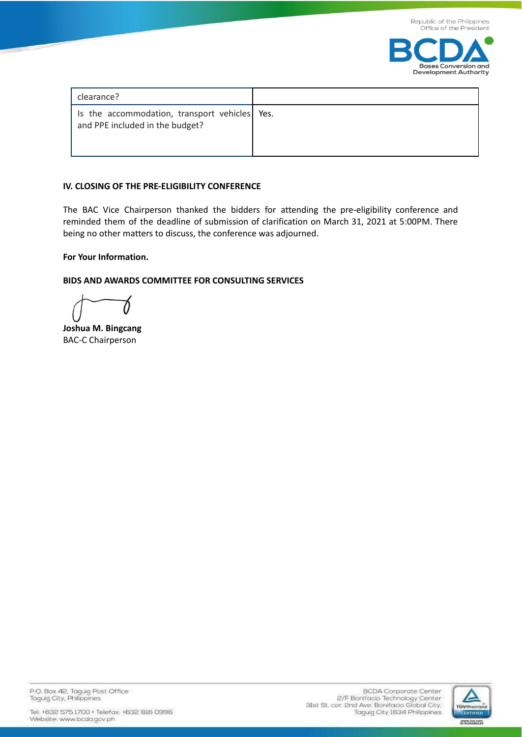| | |
|---|---|
| clearance? | |
| Is the accommodation, transport vehicles and PPE included in the budget? | Yes. |

**IV. CLOSING OF THE PRE-ELIGIBILITY CONFERENCE**

The BAC Vice Chairperson thanked the bidders for attending the pre-eligibility conference and reminded them of the deadline of submission of clarification on March 31, 2021 at 5:00PM. There being no other matters to discuss, the conference was adjourned.

**For Your Information.**

**BIDS AND AWARDS COMMITTEE FOR CONSULTING SERVICES**

**Joshua M. Bingcang**
BAC-C Chairperson